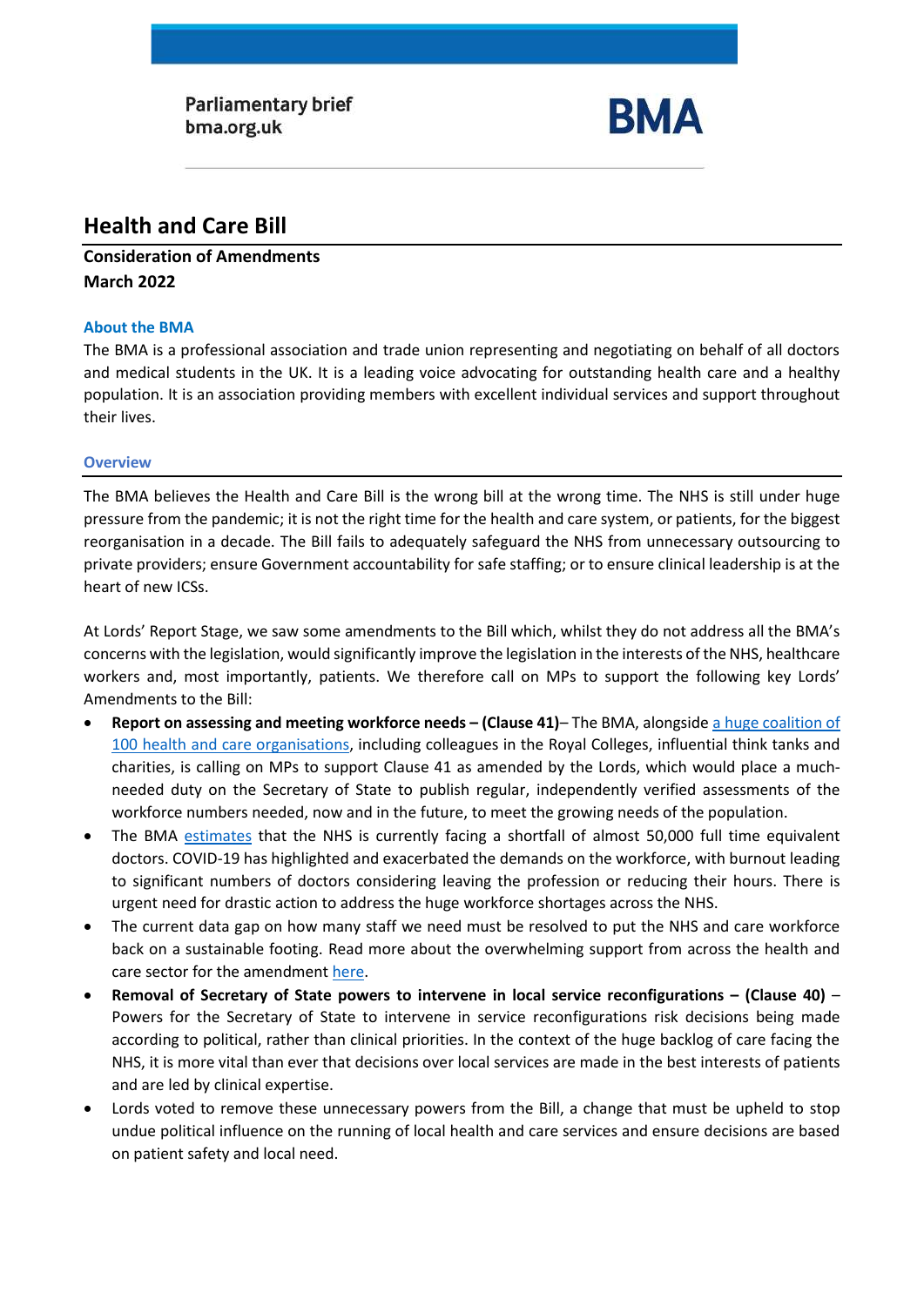Parliamentary brief
bma.org.uk

BMA

# Health and Care Bill

**Consideration of Amendments**
**March 2022**

### About the BMA

The BMA is a professional association and trade union representing and negotiating on behalf of all doctors and medical students in the UK. It is a leading voice advocating for outstanding health care and a healthy population. It is an association providing members with excellent individual services and support throughout their lives.

### Overview

The BMA believes the Health and Care Bill is the wrong bill at the wrong time. The NHS is still under huge pressure from the pandemic; it is not the right time for the health and care system, or patients, for the biggest reorganisation in a decade. The Bill fails to adequately safeguard the NHS from unnecessary outsourcing to private providers; ensure Government accountability for safe staffing; or to ensure clinical leadership is at the heart of new ICSs.

At Lords' Report Stage, we saw some amendments to the Bill which, whilst they do not address all the BMA's concerns with the legislation, would significantly improve the legislation in the interests of the NHS, healthcare workers and, most importantly, patients. We therefore call on MPs to support the following key Lords' Amendments to the Bill:

- **Report on assessing and meeting workforce needs – (Clause 41)**– The BMA, alongside a huge coalition of 100 health and care organisations, including colleagues in the Royal Colleges, influential think tanks and charities, is calling on MPs to support Clause 41 as amended by the Lords, which would place a much-needed duty on the Secretary of State to publish regular, independently verified assessments of the workforce numbers needed, now and in the future, to meet the growing needs of the population.
- The BMA estimates that the NHS is currently facing a shortfall of almost 50,000 full time equivalent doctors. COVID-19 has highlighted and exacerbated the demands on the workforce, with burnout leading to significant numbers of doctors considering leaving the profession or reducing their hours. There is urgent need for drastic action to address the huge workforce shortages across the NHS.
- The current data gap on how many staff we need must be resolved to put the NHS and care workforce back on a sustainable footing. Read more about the overwhelming support from across the health and care sector for the amendment here.
- **Removal of Secretary of State powers to intervene in local service reconfigurations – (Clause 40)** – Powers for the Secretary of State to intervene in service reconfigurations risk decisions being made according to political, rather than clinical priorities. In the context of the huge backlog of care facing the NHS, it is more vital than ever that decisions over local services are made in the best interests of patients and are led by clinical expertise.
- Lords voted to remove these unnecessary powers from the Bill, a change that must be upheld to stop undue political influence on the running of local health and care services and ensure decisions are based on patient safety and local need.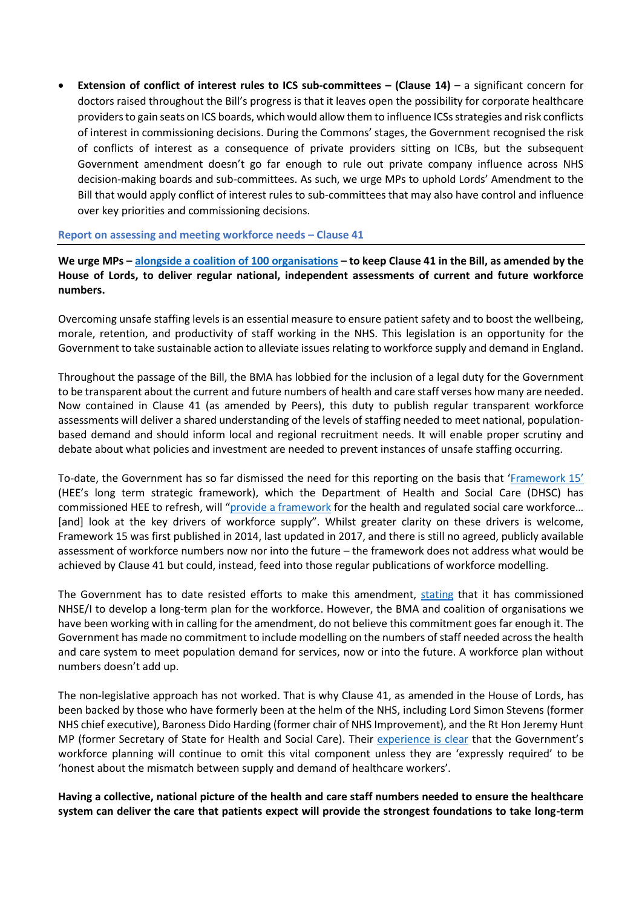- **Extension of conflict of interest rules to ICS sub-committees – (Clause 14)** – a significant concern for doctors raised throughout the Bill's progress is that it leaves open the possibility for corporate healthcare providers to gain seats on ICS boards, which would allow them to influence ICSs strategies and risk conflicts of interest in commissioning decisions. During the Commons' stages, the Government recognised the risk of conflicts of interest as a consequence of private providers sitting on ICBs, but the subsequent Government amendment doesn't go far enough to rule out private company influence across NHS decision-making boards and sub-committees. As such, we urge MPs to uphold Lords' Amendment to the Bill that would apply conflict of interest rules to sub-committees that may also have control and influence over key priorities and commissioning decisions.

### Report on assessing and meeting workforce needs – Clause 41

**We urge MPs – alongside a coalition of 100 organisations – to keep Clause 41 in the Bill, as amended by the House of Lords, to deliver regular national, independent assessments of current and future workforce numbers.**

Overcoming unsafe staffing levels is an essential measure to ensure patient safety and to boost the wellbeing, morale, retention, and productivity of staff working in the NHS. This legislation is an opportunity for the Government to take sustainable action to alleviate issues relating to workforce supply and demand in England.

Throughout the passage of the Bill, the BMA has lobbied for the inclusion of a legal duty for the Government to be transparent about the current and future numbers of health and care staff verses how many are needed. Now contained in Clause 41 (as amended by Peers), this duty to publish regular transparent workforce assessments will deliver a shared understanding of the levels of staffing needed to meet national, population-based demand and should inform local and regional recruitment needs. It will enable proper scrutiny and debate about what policies and investment are needed to prevent instances of unsafe staffing occurring.

To-date, the Government has so far dismissed the need for this reporting on the basis that 'Framework 15' (HEE's long term strategic framework), which the Department of Health and Social Care (DHSC) has commissioned HEE to refresh, will "provide a framework for the health and regulated social care workforce… [and] look at the key drivers of workforce supply". Whilst greater clarity on these drivers is welcome, Framework 15 was first published in 2014, last updated in 2017, and there is still no agreed, publicly available assessment of workforce numbers now nor into the future – the framework does not address what would be achieved by Clause 41 but could, instead, feed into those regular publications of workforce modelling.

The Government has to date resisted efforts to make this amendment, stating that it has commissioned NHSE/I to develop a long-term plan for the workforce. However, the BMA and coalition of organisations we have been working with in calling for the amendment, do not believe this commitment goes far enough it. The Government has made no commitment to include modelling on the numbers of staff needed across the health and care system to meet population demand for services, now or into the future. A workforce plan without numbers doesn't add up.

The non-legislative approach has not worked. That is why Clause 41, as amended in the House of Lords, has been backed by those who have formerly been at the helm of the NHS, including Lord Simon Stevens (former NHS chief executive), Baroness Dido Harding (former chair of NHS Improvement), and the Rt Hon Jeremy Hunt MP (former Secretary of State for Health and Social Care). Their experience is clear that the Government's workforce planning will continue to omit this vital component unless they are 'expressly required' to be 'honest about the mismatch between supply and demand of healthcare workers'.

**Having a collective, national picture of the health and care staff numbers needed to ensure the healthcare system can deliver the care that patients expect will provide the strongest foundations to take long-term**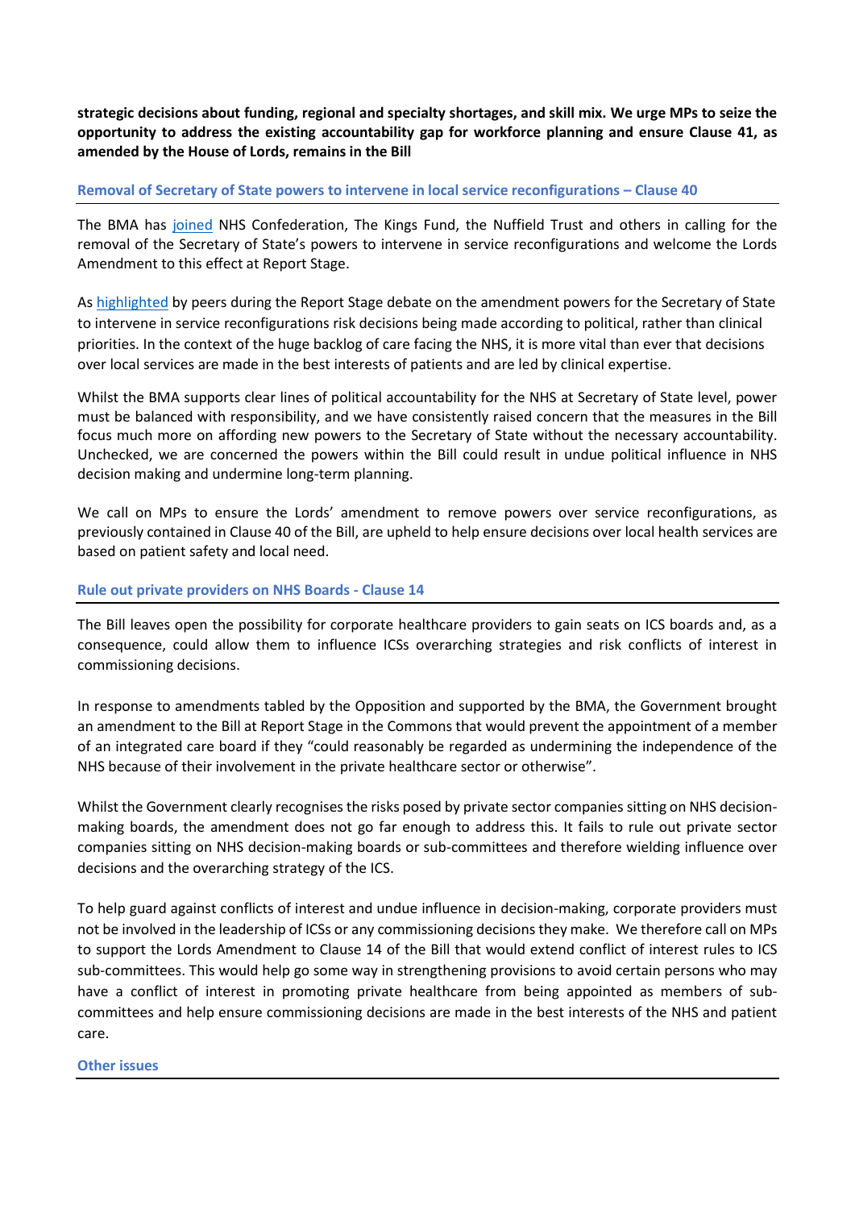**strategic decisions about funding, regional and specialty shortages, and skill mix. We urge MPs to seize the opportunity to address the existing accountability gap for workforce planning and ensure Clause 41, as amended by the House of Lords, remains in the Bill**

## Removal of Secretary of State powers to intervene in local service reconfigurations – Clause 40

The BMA has joined NHS Confederation, The Kings Fund, the Nuffield Trust and others in calling for the removal of the Secretary of State's powers to intervene in service reconfigurations and welcome the Lords Amendment to this effect at Report Stage.

As highlighted by peers during the Report Stage debate on the amendment powers for the Secretary of State to intervene in service reconfigurations risk decisions being made according to political, rather than clinical priorities. In the context of the huge backlog of care facing the NHS, it is more vital than ever that decisions over local services are made in the best interests of patients and are led by clinical expertise.

Whilst the BMA supports clear lines of political accountability for the NHS at Secretary of State level, power must be balanced with responsibility, and we have consistently raised concern that the measures in the Bill focus much more on affording new powers to the Secretary of State without the necessary accountability. Unchecked, we are concerned the powers within the Bill could result in undue political influence in NHS decision making and undermine long-term planning.

We call on MPs to ensure the Lords' amendment to remove powers over service reconfigurations, as previously contained in Clause 40 of the Bill, are upheld to help ensure decisions over local health services are based on patient safety and local need.

## Rule out private providers on NHS Boards - Clause 14

The Bill leaves open the possibility for corporate healthcare providers to gain seats on ICS boards and, as a consequence, could allow them to influence ICSs overarching strategies and risk conflicts of interest in commissioning decisions.

In response to amendments tabled by the Opposition and supported by the BMA, the Government brought an amendment to the Bill at Report Stage in the Commons that would prevent the appointment of a member of an integrated care board if they "could reasonably be regarded as undermining the independence of the NHS because of their involvement in the private healthcare sector or otherwise".

Whilst the Government clearly recognises the risks posed by private sector companies sitting on NHS decision-making boards, the amendment does not go far enough to address this. It fails to rule out private sector companies sitting on NHS decision-making boards or sub-committees and therefore wielding influence over decisions and the overarching strategy of the ICS.

To help guard against conflicts of interest and undue influence in decision-making, corporate providers must not be involved in the leadership of ICSs or any commissioning decisions they make. We therefore call on MPs to support the Lords Amendment to Clause 14 of the Bill that would extend conflict of interest rules to ICS sub-committees. This would help go some way in strengthening provisions to avoid certain persons who may have a conflict of interest in promoting private healthcare from being appointed as members of sub-committees and help ensure commissioning decisions are made in the best interests of the NHS and patient care.

## Other issues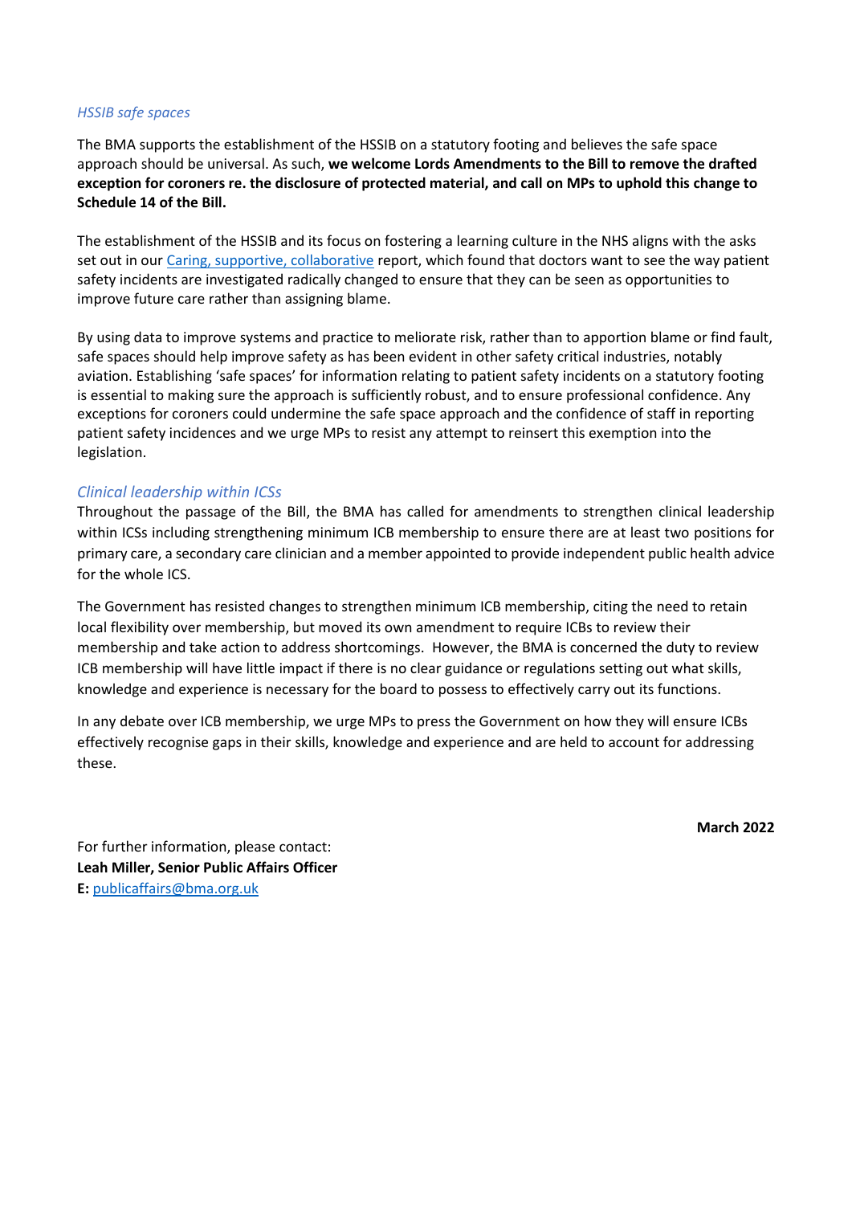### *HSSIB safe spaces*

The BMA supports the establishment of the HSSIB on a statutory footing and believes the safe space approach should be universal. As such, **we welcome Lords Amendments to the Bill to remove the drafted exception for coroners re. the disclosure of protected material, and call on MPs to uphold this change to Schedule 14 of the Bill.**

The establishment of the HSSIB and its focus on fostering a learning culture in the NHS aligns with the asks set out in our Caring, supportive, collaborative report, which found that doctors want to see the way patient safety incidents are investigated radically changed to ensure that they can be seen as opportunities to improve future care rather than assigning blame.

By using data to improve systems and practice to meliorate risk, rather than to apportion blame or find fault, safe spaces should help improve safety as has been evident in other safety critical industries, notably aviation. Establishing 'safe spaces' for information relating to patient safety incidents on a statutory footing is essential to making sure the approach is sufficiently robust, and to ensure professional confidence. Any exceptions for coroners could undermine the safe space approach and the confidence of staff in reporting patient safety incidences and we urge MPs to resist any attempt to reinsert this exemption into the legislation.

### *Clinical leadership within ICSs*

Throughout the passage of the Bill, the BMA has called for amendments to strengthen clinical leadership within ICSs including strengthening minimum ICB membership to ensure there are at least two positions for primary care, a secondary care clinician and a member appointed to provide independent public health advice for the whole ICS.

The Government has resisted changes to strengthen minimum ICB membership, citing the need to retain local flexibility over membership, but moved its own amendment to require ICBs to review their membership and take action to address shortcomings. However, the BMA is concerned the duty to review ICB membership will have little impact if there is no clear guidance or regulations setting out what skills, knowledge and experience is necessary for the board to possess to effectively carry out its functions.

In any debate over ICB membership, we urge MPs to press the Government on how they will ensure ICBs effectively recognise gaps in their skills, knowledge and experience and are held to account for addressing these.

**March 2022**

For further information, please contact:
**Leah Miller, Senior Public Affairs Officer**
**E:** publicaffairs@bma.org.uk